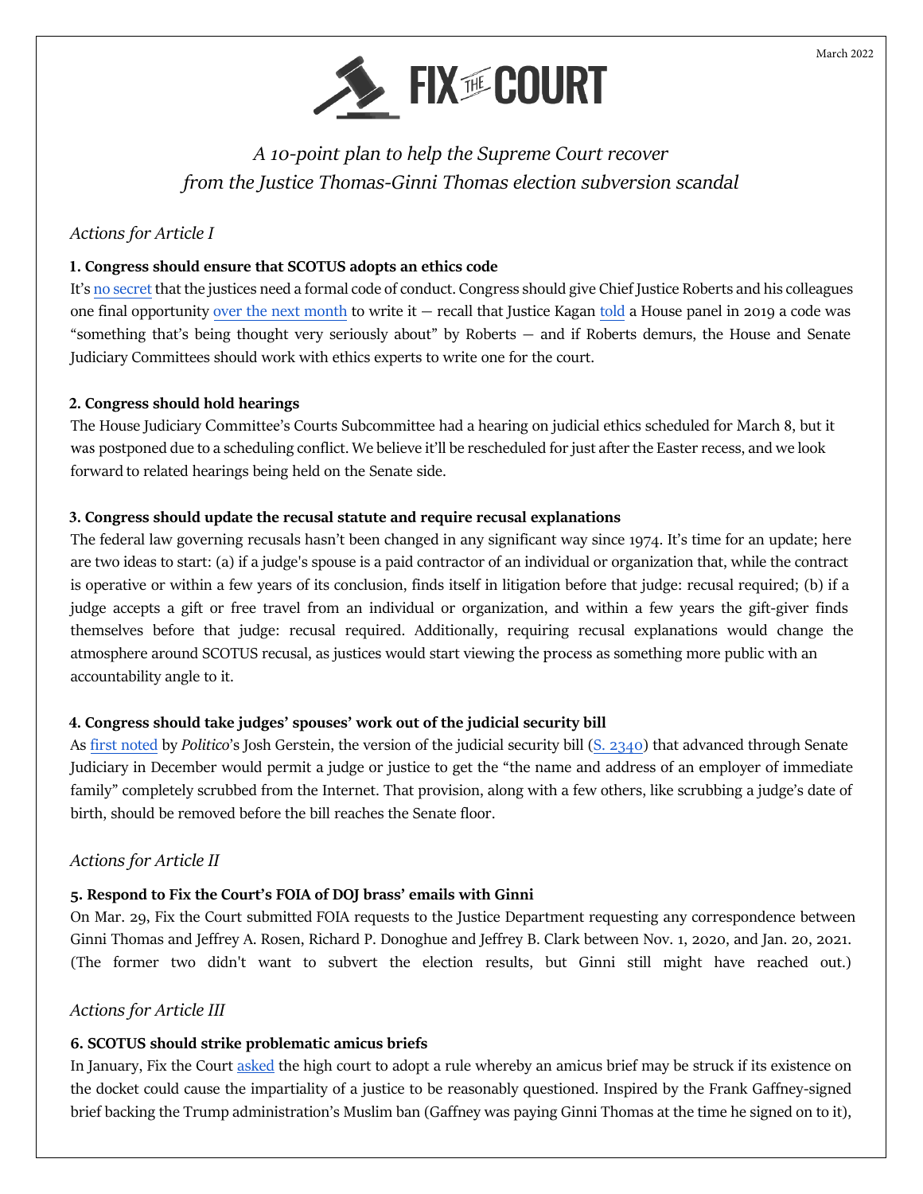March 2022

# FIX THE COURT

*A 10-point plan to help the Supreme Court recover from the Justice Thomas-Ginni Thomas election subversion scandal*

## *Actions for Article I*

**1. Congress should ensure that SCOTUS adopts an ethics code**

It's no secret that the justices need a formal code of conduct. Congress should give Chief Justice Roberts and his colleagues one final opportunity over the next month to write it — recall that Justice Kagan told a House panel in 2019 a code was "something that's being thought very seriously about" by Roberts — and if Roberts demurs, the House and Senate Judiciary Committees should work with ethics experts to write one for the court.

**2. Congress should hold hearings**

The House Judiciary Committee's Courts Subcommittee had a hearing on judicial ethics scheduled for March 8, but it was postponed due to a scheduling conflict. We believe it'll be rescheduled for just after the Easter recess, and we look forward to related hearings being held on the Senate side.

**3. Congress should update the recusal statute and require recusal explanations**

The federal law governing recusals hasn't been changed in any significant way since 1974. It's time for an update; here are two ideas to start: (a) if a judge's spouse is a paid contractor of an individual or organization that, while the contract is operative or within a few years of its conclusion, finds itself in litigation before that judge: recusal required; (b) if a judge accepts a gift or free travel from an individual or organization, and within a few years the gift-giver finds themselves before that judge: recusal required. Additionally, requiring recusal explanations would change the atmosphere around SCOTUS recusal, as justices would start viewing the process as something more public with an accountability angle to it.

**4. Congress should take judges' spouses' work out of the judicial security bill**

As first noted by *Politico*'s Josh Gerstein, the version of the judicial security bill (S. 2340) that advanced through Senate Judiciary in December would permit a judge or justice to get the "the name and address of an employer of immediate family" completely scrubbed from the Internet. That provision, along with a few others, like scrubbing a judge's date of birth, should be removed before the bill reaches the Senate floor.

## *Actions for Article II*

**5. Respond to Fix the Court's FOIA of DOJ brass' emails with Ginni**

On Mar. 29, Fix the Court submitted FOIA requests to the Justice Department requesting any correspondence between Ginni Thomas and Jeffrey A. Rosen, Richard P. Donoghue and Jeffrey B. Clark between Nov. 1, 2020, and Jan. 20, 2021. (The former two didn't want to subvert the election results, but Ginni still might have reached out.)

## *Actions for Article III*

**6. SCOTUS should strike problematic amicus briefs**

In January, Fix the Court asked the high court to adopt a rule whereby an amicus brief may be struck if its existence on the docket could cause the impartiality of a justice to be reasonably questioned. Inspired by the Frank Gaffney-signed brief backing the Trump administration's Muslim ban (Gaffney was paying Ginni Thomas at the time he signed on to it),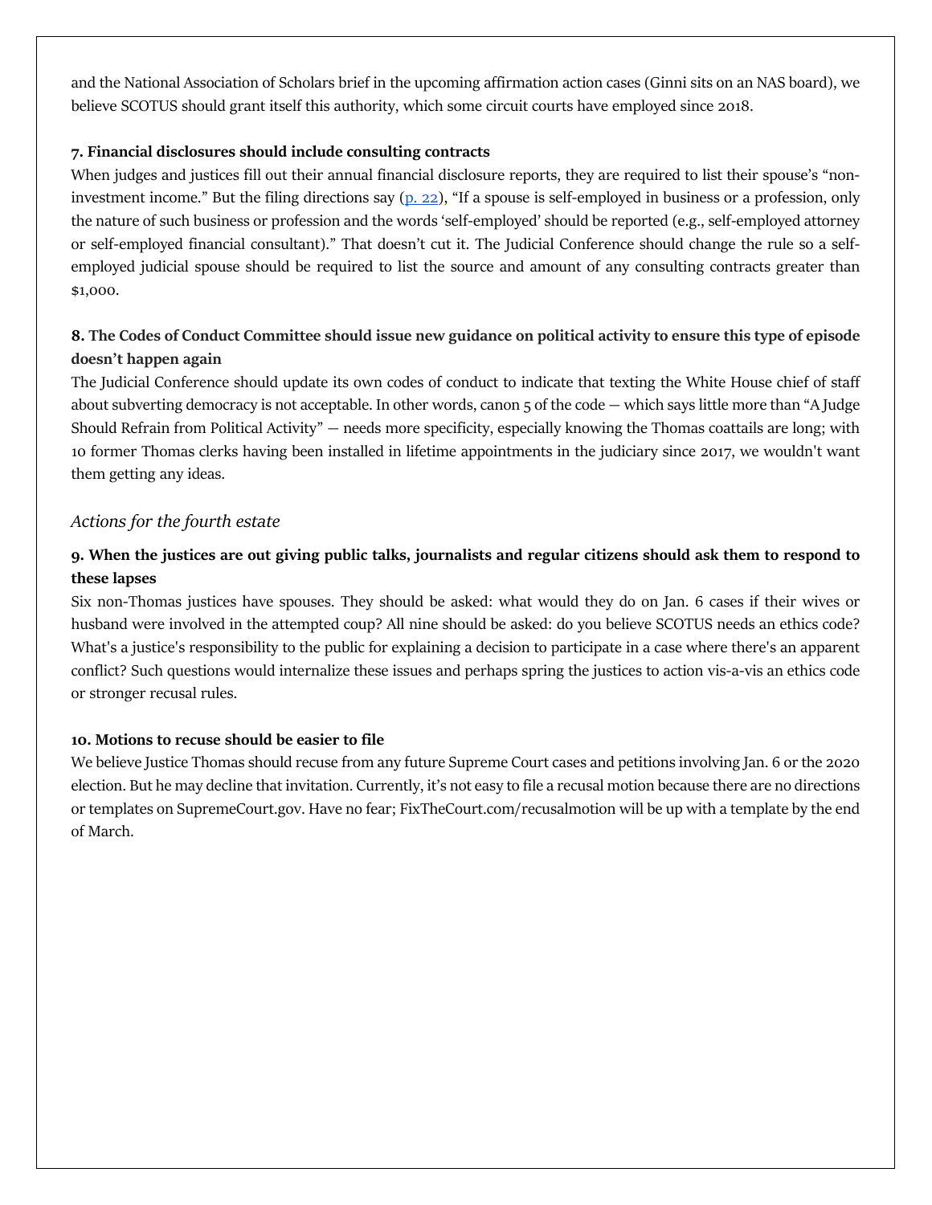and the National Association of Scholars brief in the upcoming affirmation action cases (Ginni sits on an NAS board), we believe SCOTUS should grant itself this authority, which some circuit courts have employed since 2018.

**7. Financial disclosures should include consulting contracts**

When judges and justices fill out their annual financial disclosure reports, they are required to list their spouse's "non-investment income." But the filing directions say ([p. 22](p. 22)), "If a spouse is self-employed in business or a profession, only the nature of such business or profession and the words 'self-employed' should be reported (e.g., self-employed attorney or self-employed financial consultant)." That doesn't cut it. The Judicial Conference should change the rule so a self-employed judicial spouse should be required to list the source and amount of any consulting contracts greater than $1,000.

**8. The Codes of Conduct Committee should issue new guidance on political activity to ensure this type of episode doesn't happen again**

The Judicial Conference should update its own codes of conduct to indicate that texting the White House chief of staff about subverting democracy is not acceptable. In other words, canon 5 of the code — which says little more than "A Judge Should Refrain from Political Activity" — needs more specificity, especially knowing the Thomas coattails are long; with 10 former Thomas clerks having been installed in lifetime appointments in the judiciary since 2017, we wouldn't want them getting any ideas.

*Actions for the fourth estate*

**9. When the justices are out giving public talks, journalists and regular citizens should ask them to respond to these lapses**

Six non-Thomas justices have spouses. They should be asked: what would they do on Jan. 6 cases if their wives or husband were involved in the attempted coup? All nine should be asked: do you believe SCOTUS needs an ethics code? What's a justice's responsibility to the public for explaining a decision to participate in a case where there's an apparent conflict? Such questions would internalize these issues and perhaps spring the justices to action vis-a-vis an ethics code or stronger recusal rules.

**10. Motions to recuse should be easier to file**

We believe Justice Thomas should recuse from any future Supreme Court cases and petitions involving Jan. 6 or the 2020 election. But he may decline that invitation. Currently, it's not easy to file a recusal motion because there are no directions or templates on SupremeCourt.gov. Have no fear; FixTheCourt.com/recusalmotion will be up with a template by the end of March.